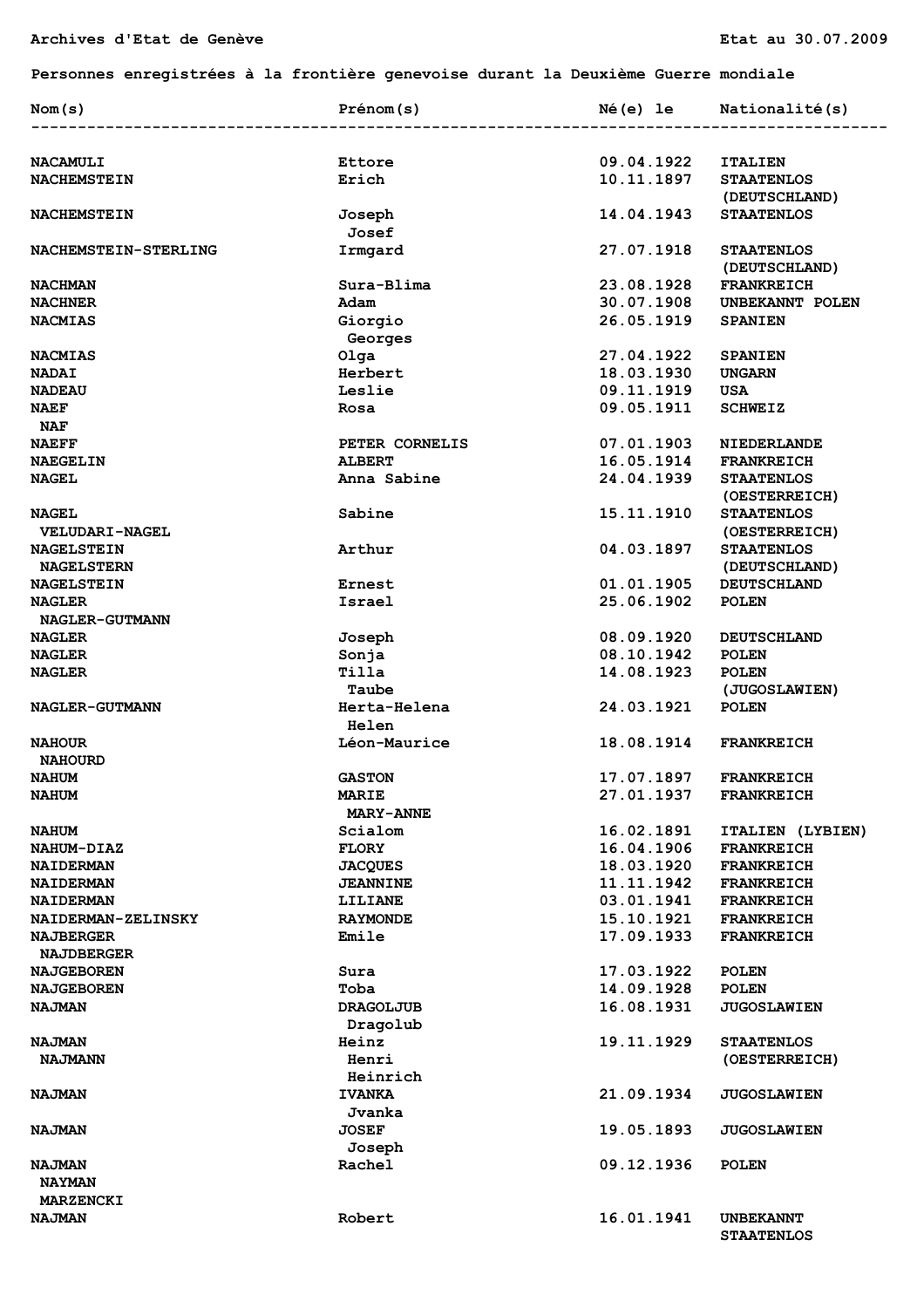Archives d'Etat de Genève

Etat au 30.07.2009

**Personnes enregistrées à la frontière genevoise durant la Deuxième Guerre mondiale**

| Nom(s) | Prénom(s) | Né(e) le | Nationalité(s) |
|---|---|---|---|
| **NACAMULI** | **Ettore** | **09.04.1922** | **ITALIEN** |
| **NACHEMSTEIN** | **Erich** | **10.11.1897** | **STAATENLOS (DEUTSCHLAND)** |
| **NACHEMSTEIN** | **Joseph Josef** | **14.04.1943** | **STAATENLOS** |
| **NACHEMSTEIN-STERLING** | **Irmgard** | **27.07.1918** | **STAATENLOS (DEUTSCHLAND)** |
| **NACHMAN** | **Sura-Blima** | **23.08.1928** | **FRANKREICH** |
| **NACHNER** | **Adam** | **30.07.1908** | **UNBEKANNT POLEN** |
| **NACMIAS** | **Giorgio Georges** | **26.05.1919** | **SPANIEN** |
| **NACMIAS** | **Olga** | **27.04.1922** | **SPANIEN** |
| **NADAI** | **Herbert** | **18.03.1930** | **UNGARN** |
| **NADEAU** | **Leslie** | **09.11.1919** | **USA** |
| **NAEF NAF** | **Rosa** | **09.05.1911** | **SCHWEIZ** |
| **NAEFF** | **PETER CORNELIS** | **07.01.1903** | **NIEDERLANDE** |
| **NAEGELIN** | **ALBERT** | **16.05.1914** | **FRANKREICH** |
| **NAGEL** | **Anna Sabine** | **24.04.1939** | **STAATENLOS (OESTERREICH)** |
| **NAGEL VELUDARI-NAGEL** | **Sabine** | **15.11.1910** | **STAATENLOS (OESTERREICH)** |
| **NAGELSTEIN NAGELSTERN** | **Arthur** | **04.03.1897** | **STAATENLOS (DEUTSCHLAND)** |
| **NAGELSTEIN** | **Ernest** | **01.01.1905** | **DEUTSCHLAND** |
| **NAGLER NAGLER-GUTMANN** | **Israel** | **25.06.1902** | **POLEN** |
| **NAGLER** | **Joseph** | **08.09.1920** | **DEUTSCHLAND** |
| **NAGLER** | **Sonja** | **08.10.1942** | **POLEN** |
| **NAGLER** | **Tilla Taube** | **14.08.1923** | **POLEN (JUGOSLAWIEN)** |
| **NAGLER-GUTMANN** | **Herta-Helena Helen** | **24.03.1921** | **POLEN** |
| **NAHOUR NAHOURD** | **Léon-Maurice** | **18.08.1914** | **FRANKREICH** |
| **NAHUM** | **GASTON** | **17.07.1897** | **FRANKREICH** |
| **NAHUM** | **MARIE MARY-ANNE** | **27.01.1937** | **FRANKREICH** |
| **NAHUM** | **Scialom** | **16.02.1891** | **ITALIEN (LYBIEN)** |
| **NAHUM-DIAZ** | **FLORY** | **16.04.1906** | **FRANKREICH** |
| **NAIDERMAN** | **JACQUES** | **18.03.1920** | **FRANKREICH** |
| **NAIDERMAN** | **JEANNINE** | **11.11.1942** | **FRANKREICH** |
| **NAIDERMAN** | **LILIANE** | **03.01.1941** | **FRANKREICH** |
| **NAIDERMAN-ZELINSKY** | **RAYMONDE** | **15.10.1921** | **FRANKREICH** |
| **NAJBERGER NAJDBERGER** | **Emile** | **17.09.1933** | **FRANKREICH** |
| **NAJGEBOREN** | **Sura** | **17.03.1922** | **POLEN** |
| **NAJGEBOREN** | **Toba** | **14.09.1928** | **POLEN** |
| **NAJMAN** | **DRAGOLJUB Dragolub** | **16.08.1931** | **JUGOSLAWIEN** |
| **NAJMAN NAJMANN** | **Heinz Henri Heinrich** | **19.11.1929** | **STAATENLOS (OESTERREICH)** |
| **NAJMAN** | **IVANKA Jvanka** | **21.09.1934** | **JUGOSLAWIEN** |
| **NAJMAN** | **JOSEF Joseph** | **19.05.1893** | **JUGOSLAWIEN** |
| **NAJMAN NAYMAN MARZENCKI** | **Rachel** | **09.12.1936** | **POLEN** |
| **NAJMAN** | **Robert** | **16.01.1941** | **UNBEKANNT STAATENLOS** |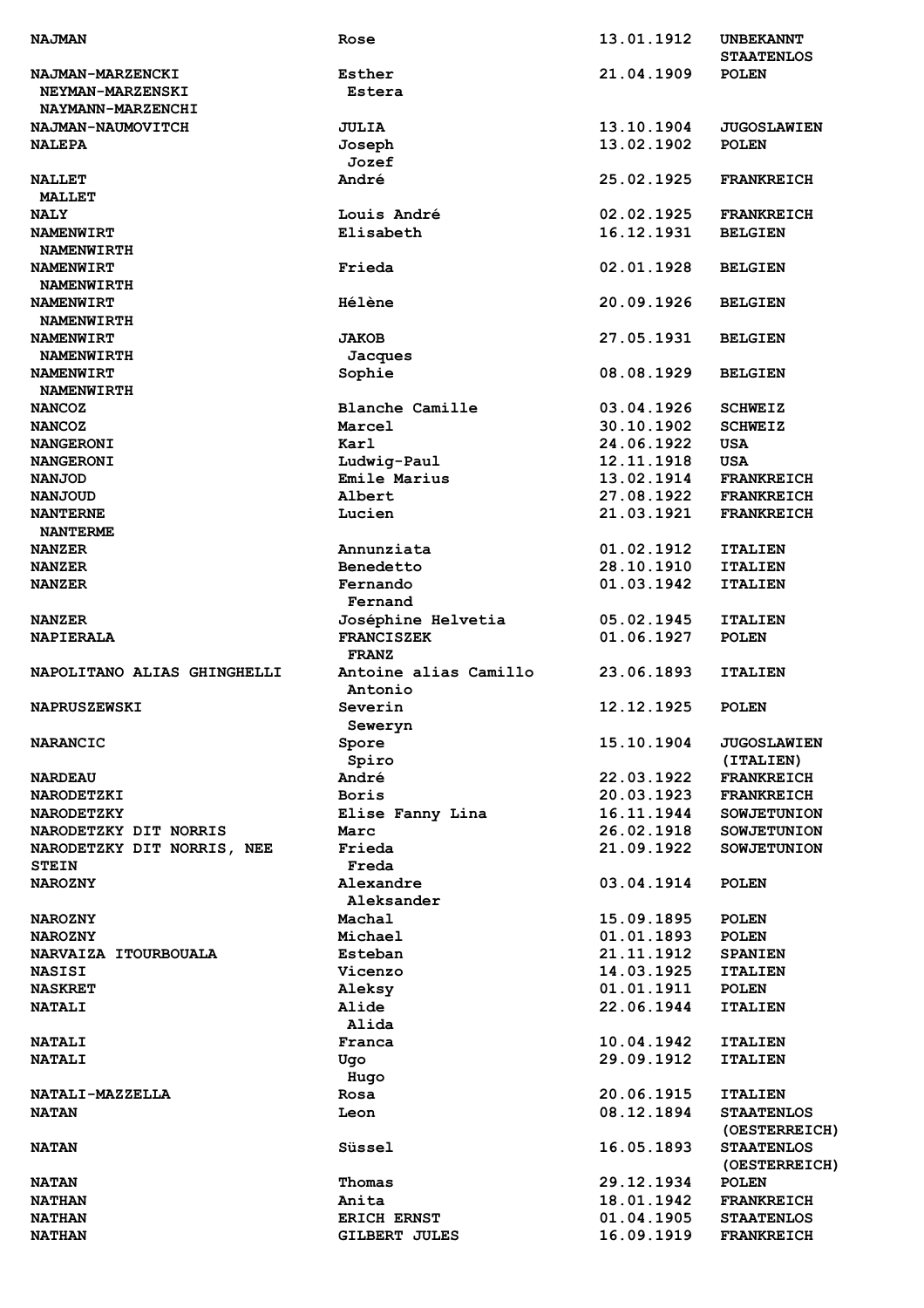| | | | |
|---|---|---|---|
| NAJMAN | Rose | 13.01.1912 | UNBEKANNT STAATENLOS |
| NAJMAN-MARZENCKI NEYMAN-MARZENSKI NAYMANN-MARZENCHI | Esther Estera | 21.04.1909 | POLEN |
| NAJMAN-NAUMOVITCH | JULIA | 13.10.1904 | JUGOSLAWIEN |
| NALEPA | Joseph Jozef | 13.02.1902 | POLEN |
| NALLET MALLET | André | 25.02.1925 | FRANKREICH |
| NALY | Louis André | 02.02.1925 | FRANKREICH |
| NAMENWIRT NAMENWIRTH | Elisabeth | 16.12.1931 | BELGIEN |
| NAMENWIRT NAMENWIRTH | Frieda | 02.01.1928 | BELGIEN |
| NAMENWIRT NAMENWIRTH | Hélène | 20.09.1926 | BELGIEN |
| NAMENWIRT NAMENWIRTH | JAKOB Jacques | 27.05.1931 | BELGIEN |
| NAMENWIRT NAMENWIRTH | Sophie | 08.08.1929 | BELGIEN |
| NANCOZ | Blanche Camille | 03.04.1926 | SCHWEIZ |
| NANCOZ | Marcel | 30.10.1902 | SCHWEIZ |
| NANGERONI | Karl | 24.06.1922 | USA |
| NANGERONI | Ludwig-Paul | 12.11.1918 | USA |
| NANJOD | Emile Marius | 13.02.1914 | FRANKREICH |
| NANJOUD | Albert | 27.08.1922 | FRANKREICH |
| NANTERNE NANTERME | Lucien | 21.03.1921 | FRANKREICH |
| NANZER | Annunziata | 01.02.1912 | ITALIEN |
| NANZER | Benedetto | 28.10.1910 | ITALIEN |
| NANZER | Fernando Fernand | 01.03.1942 | ITALIEN |
| NANZER | Joséphine Helvetia | 05.02.1945 | ITALIEN |
| NAPIERALA | FRANCISZEK FRANZ | 01.06.1927 | POLEN |
| NAPOLITANO ALIAS GHINGHELLI | Antoine alias Camillo Antonio | 23.06.1893 | ITALIEN |
| NAPRUSZEWSKI | Severin Seweryn | 12.12.1925 | POLEN |
| NARANCIC | Spore Spiro | 15.10.1904 | JUGOSLAWIEN (ITALIEN) |
| NARDEAU | André | 22.03.1922 | FRANKREICH |
| NARODETZKI | Boris | 20.03.1923 | FRANKREICH |
| NARODETZKY | Elise Fanny Lina | 16.11.1944 | SOWJETUNION |
| NARODETZKY DIT NORRIS | Marc | 26.02.1918 | SOWJETUNION |
| NARODETZKY DIT NORRIS, NEE STEIN | Frieda Freda | 21.09.1922 | SOWJETUNION |
| NAROZNY | Alexandre Aleksander | 03.04.1914 | POLEN |
| NAROZNY | Machal | 15.09.1895 | POLEN |
| NAROZNY | Michael | 01.01.1893 | POLEN |
| NARVAIZA ITOURBOUALA | Esteban | 21.11.1912 | SPANIEN |
| NASISI | Vicenzo | 14.03.1925 | ITALIEN |
| NASKRET | Aleksy | 01.01.1911 | POLEN |
| NATALI | Alide Alida | 22.06.1944 | ITALIEN |
| NATALI | Franca | 10.04.1942 | ITALIEN |
| NATALI | Ugo Hugo | 29.09.1912 | ITALIEN |
| NATALI-MAZZELLA | Rosa | 20.06.1915 | ITALIEN |
| NATAN | Leon | 08.12.1894 | STAATENLOS (OESTERREICH) |
| NATAN | Süssel | 16.05.1893 | STAATENLOS (OESTERREICH) |
| NATAN | Thomas | 29.12.1934 | POLEN |
| NATHAN | Anita | 18.01.1942 | FRANKREICH |
| NATHAN | ERICH ERNST | 01.04.1905 | STAATENLOS |
| NATHAN | GILBERT JULES | 16.09.1919 | FRANKREICH |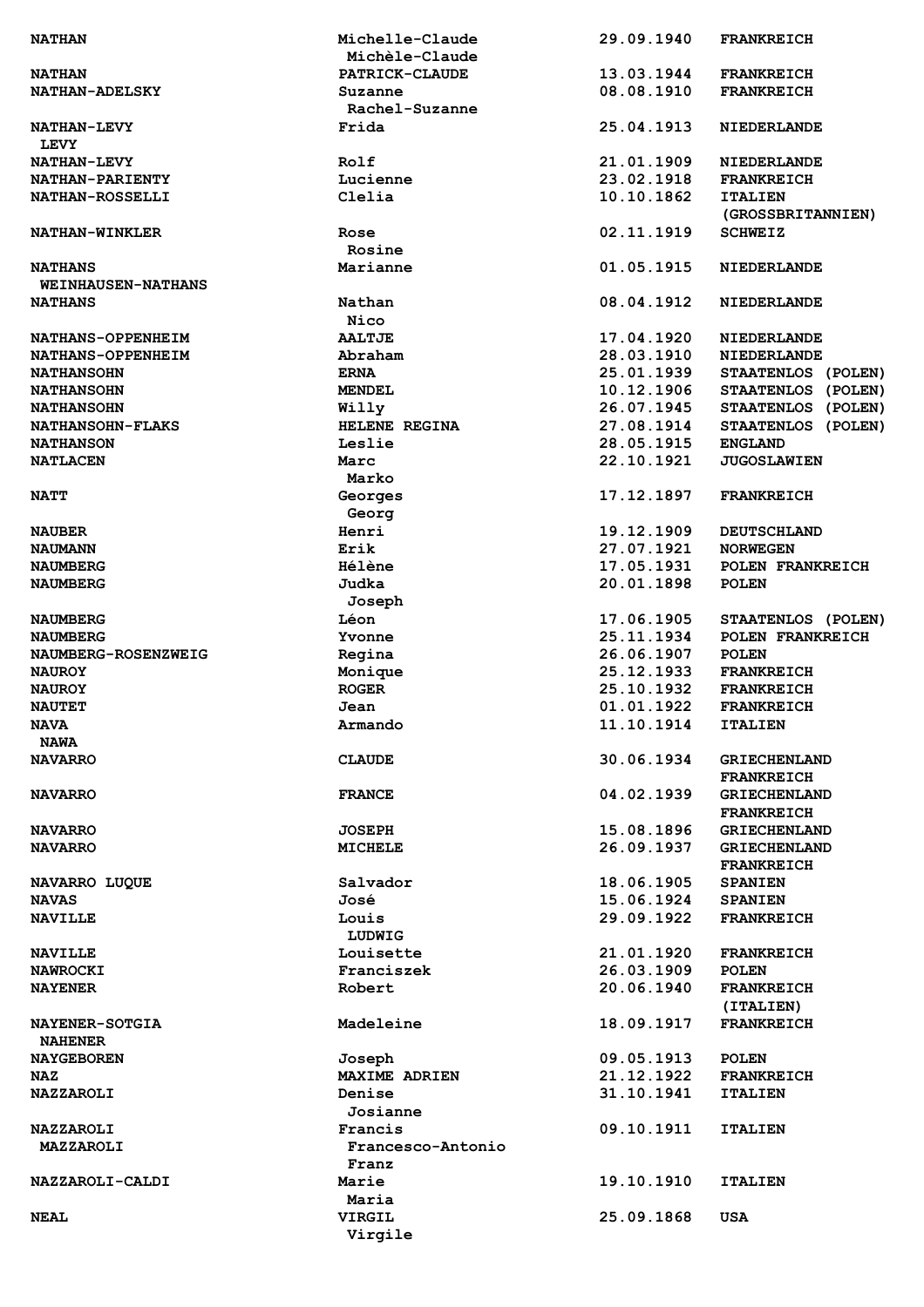| | | | |
|---|---|---|---|
| **NATHAN** | **Michelle-Claude**<br>**Michèle-Claude** | **29.09.1940** | **FRANKREICH** |
| **NATHAN** | **PATRICK-CLAUDE** | **13.03.1944** | **FRANKREICH** |
| **NATHAN-ADELSKY** | **Suzanne**<br>**Rachel-Suzanne** | **08.08.1910** | **FRANKREICH** |
| **NATHAN-LEVY**<br>**LEVY** | **Frida** | **25.04.1913** | **NIEDERLANDE** |
| **NATHAN-LEVY** | **Rolf** | **21.01.1909** | **NIEDERLANDE** |
| **NATHAN-PARIENTY** | **Lucienne** | **23.02.1918** | **FRANKREICH** |
| **NATHAN-ROSSELLI** | **Clelia** | **10.10.1862** | **ITALIEN (GROSSBRITANNIEN)** |
| **NATHAN-WINKLER** | **Rose**<br>**Rosine** | **02.11.1919** | **SCHWEIZ** |
| **NATHANS**<br>**WEINHAUSEN-NATHANS** | **Marianne** | **01.05.1915** | **NIEDERLANDE** |
| **NATHANS** | **Nathan**<br>**Nico** | **08.04.1912** | **NIEDERLANDE** |
| **NATHANS-OPPENHEIM** | **AALTJE** | **17.04.1920** | **NIEDERLANDE** |
| **NATHANS-OPPENHEIM** | **Abraham** | **28.03.1910** | **NIEDERLANDE** |
| **NATHANSOHN** | **ERNA** | **25.01.1939** | **STAATENLOS (POLEN)** |
| **NATHANSOHN** | **MENDEL** | **10.12.1906** | **STAATENLOS (POLEN)** |
| **NATHANSOHN** | **Willy** | **26.07.1945** | **STAATENLOS (POLEN)** |
| **NATHANSOHN-FLAKS** | **HELENE REGINA** | **27.08.1914** | **STAATENLOS (POLEN)** |
| **NATHANSON** | **Leslie** | **28.05.1915** | **ENGLAND** |
| **NATLACEN** | **Marc**<br>**Marko** | **22.10.1921** | **JUGOSLAWIEN** |
| **NATT** | **Georges**<br>**Georg** | **17.12.1897** | **FRANKREICH** |
| **NAUBER** | **Henri** | **19.12.1909** | **DEUTSCHLAND** |
| **NAUMANN** | **Erik** | **27.07.1921** | **NORWEGEN** |
| **NAUMBERG** | **Hélène** | **17.05.1931** | **POLEN FRANKREICH** |
| **NAUMBERG** | **Judka**<br>**Joseph** | **20.01.1898** | **POLEN** |
| **NAUMBERG** | **Léon** | **17.06.1905** | **STAATENLOS (POLEN)** |
| **NAUMBERG** | **Yvonne** | **25.11.1934** | **POLEN FRANKREICH** |
| **NAUMBERG-ROSENZWEIG** | **Regina** | **26.06.1907** | **POLEN** |
| **NAUROY** | **Monique** | **25.12.1933** | **FRANKREICH** |
| **NAUROY** | **ROGER** | **25.10.1932** | **FRANKREICH** |
| **NAUTET** | **Jean** | **01.01.1922** | **FRANKREICH** |
| **NAVA**<br>**NAWA** | **Armando** | **11.10.1914** | **ITALIEN** |
| **NAVARRO** | **CLAUDE** | **30.06.1934** | **GRIECHENLAND FRANKREICH** |
| **NAVARRO** | **FRANCE** | **04.02.1939** | **GRIECHENLAND FRANKREICH** |
| **NAVARRO** | **JOSEPH** | **15.08.1896** | **GRIECHENLAND** |
| **NAVARRO** | **MICHELE** | **26.09.1937** | **GRIECHENLAND FRANKREICH** |
| **NAVARRO LUQUE** | **Salvador** | **18.06.1905** | **SPANIEN** |
| **NAVAS** | **José** | **15.06.1924** | **SPANIEN** |
| **NAVILLE** | **Louis**<br>**LUDWIG** | **29.09.1922** | **FRANKREICH** |
| **NAVILLE** | **Louisette** | **21.01.1920** | **FRANKREICH** |
| **NAWROCKI** | **Franciszek** | **26.03.1909** | **POLEN** |
| **NAYENER** | **Robert** | **20.06.1940** | **FRANKREICH (ITALIEN)** |
| **NAYENER-SOTGIA**<br>**NAHENER** | **Madeleine** | **18.09.1917** | **FRANKREICH** |
| **NAYGEBOREN** | **Joseph** | **09.05.1913** | **POLEN** |
| **NAZ** | **MAXIME ADRIEN** | **21.12.1922** | **FRANKREICH** |
| **NAZZAROLI** | **Denise**<br>**Josianne** | **31.10.1941** | **ITALIEN** |
| **NAZZAROLI**<br>**MAZZAROLI** | **Francis**<br>**Francesco-Antonio**<br>**Franz** | **09.10.1911** | **ITALIEN** |
| **NAZZAROLI-CALDI** | **Marie**<br>**Maria** | **19.10.1910** | **ITALIEN** |
| **NEAL** | **VIRGIL**<br>**Virgile** | **25.09.1868** | **USA** |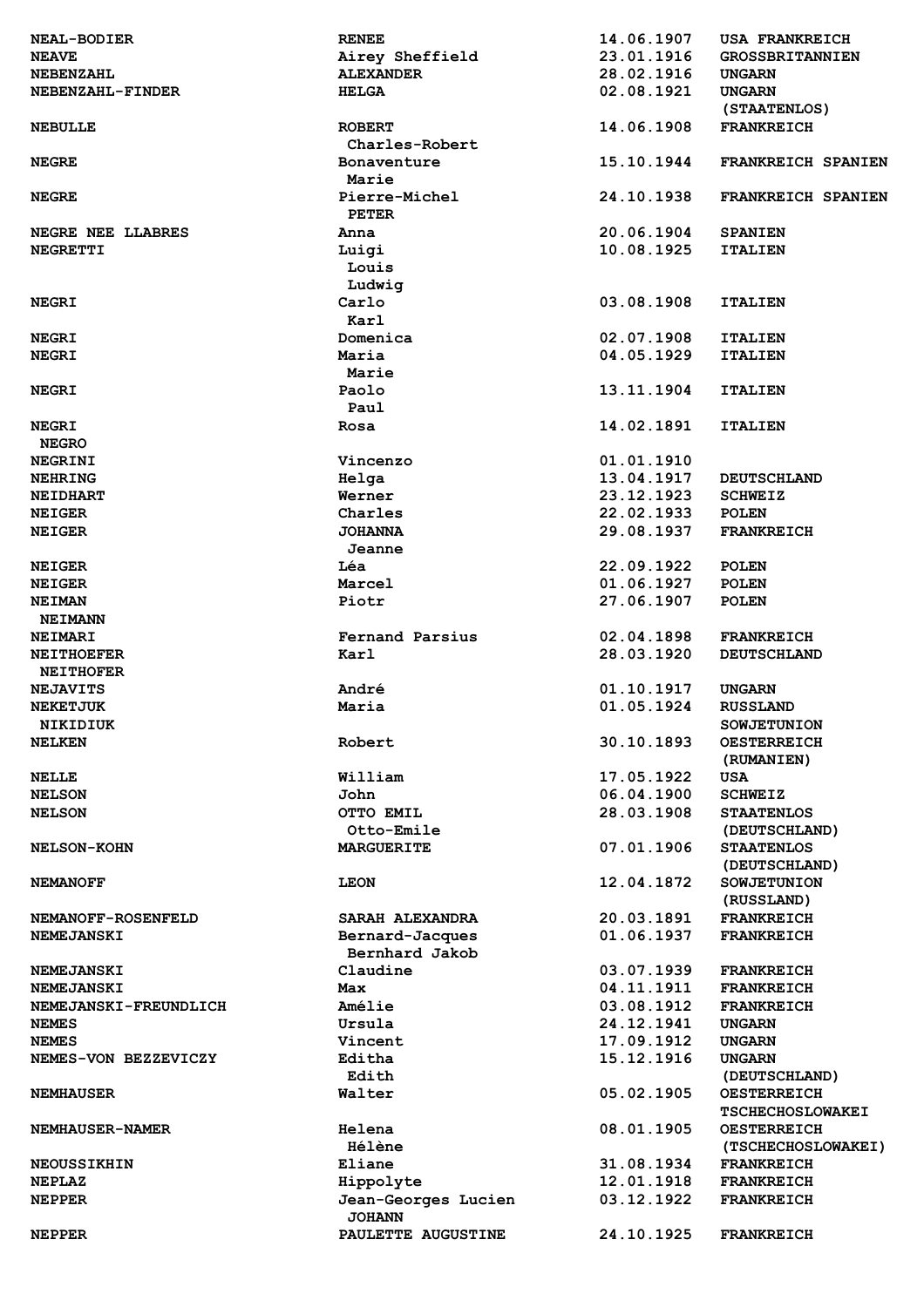| | | | |
|---|---|---|---|
| NEAL-BODIER | RENEE | 14.06.1907 | USA FRANKREICH |
| NEAVE | Airey Sheffield | 23.01.1916 | GROSSBRITANNIEN |
| NEBENZAHL | ALEXANDER | 28.02.1916 | UNGARN |
| NEBENZAHL-FINDER | HELGA | 02.08.1921 | UNGARN (STAATENLOS) |
| NEBULLE | ROBERT Charles-Robert | 14.06.1908 | FRANKREICH |
| NEGRE | Bonaventure Marie | 15.10.1944 | FRANKREICH SPANIEN |
| NEGRE | Pierre-Michel PETER | 24.10.1938 | FRANKREICH SPANIEN |
| NEGRE NEE LLABRES | Anna | 20.06.1904 | SPANIEN |
| NEGRETTI | Luigi Louis Ludwig | 10.08.1925 | ITALIEN |
| NEGRI | Carlo Karl | 03.08.1908 | ITALIEN |
| NEGRI | Domenica | 02.07.1908 | ITALIEN |
| NEGRI | Maria Marie | 04.05.1929 | ITALIEN |
| NEGRI | Paolo Paul | 13.11.1904 | ITALIEN |
| NEGRI NEGRO | Rosa | 14.02.1891 | ITALIEN |
| NEGRINI | Vincenzo | 01.01.1910 | |
| NEHRING | Helga | 13.04.1917 | DEUTSCHLAND |
| NEIDHART | Werner | 23.12.1923 | SCHWEIZ |
| NEIGER | Charles | 22.02.1933 | POLEN |
| NEIGER | JOHANNA Jeanne | 29.08.1937 | FRANKREICH |
| NEIGER | Léa | 22.09.1922 | POLEN |
| NEIGER | Marcel | 01.06.1927 | POLEN |
| NEIMAN NEIMANN | Piotr | 27.06.1907 | POLEN |
| NEIMARI | Fernand Parsius | 02.04.1898 | FRANKREICH |
| NEITHOEFER NEITHOFER | Karl | 28.03.1920 | DEUTSCHLAND |
| NEJAVITS | André | 01.10.1917 | UNGARN |
| NEKETJUK NIKIDIUK | Maria | 01.05.1924 | RUSSLAND SOWJETUNION |
| NELKEN | Robert | 30.10.1893 | OESTERREICH (RUMANIEN) |
| NELLE | William | 17.05.1922 | USA |
| NELSON | John | 06.04.1900 | SCHWEIZ |
| NELSON | OTTO EMIL Otto-Emile | 28.03.1908 | STAATENLOS (DEUTSCHLAND) |
| NELSON-KOHN | MARGUERITE | 07.01.1906 | STAATENLOS (DEUTSCHLAND) |
| NEMANOFF | LEON | 12.04.1872 | SOWJETUNION (RUSSLAND) |
| NEMANOFF-ROSENFELD | SARAH ALEXANDRA | 20.03.1891 | FRANKREICH |
| NEMEJANSKI | Bernard-Jacques Bernhard Jakob | 01.06.1937 | FRANKREICH |
| NEMEJANSKI | Claudine | 03.07.1939 | FRANKREICH |
| NEMEJANSKI | Max | 04.11.1911 | FRANKREICH |
| NEMEJANSKI-FREUNDLICH | Amélie | 03.08.1912 | FRANKREICH |
| NEMES | Ursula | 24.12.1941 | UNGARN |
| NEMES | Vincent | 17.09.1912 | UNGARN |
| NEMES-VON BEZZEVICZY | Editha Edith | 15.12.1916 | UNGARN (DEUTSCHLAND) |
| NEMHAUSER | Walter | 05.02.1905 | OESTERREICH TSCHECHOSLOWAKEI |
| NEMHAUSER-NAMER | Helena Hélène | 08.01.1905 | OESTERREICH (TSCHECHOSLOWAKEI) |
| NEOUSSIKHIN | Eliane | 31.08.1934 | FRANKREICH |
| NEPLAZ | Hippolyte | 12.01.1918 | FRANKREICH |
| NEPPER | Jean-Georges Lucien JOHANN | 03.12.1922 | FRANKREICH |
| NEPPER | PAULETTE AUGUSTINE | 24.10.1925 | FRANKREICH |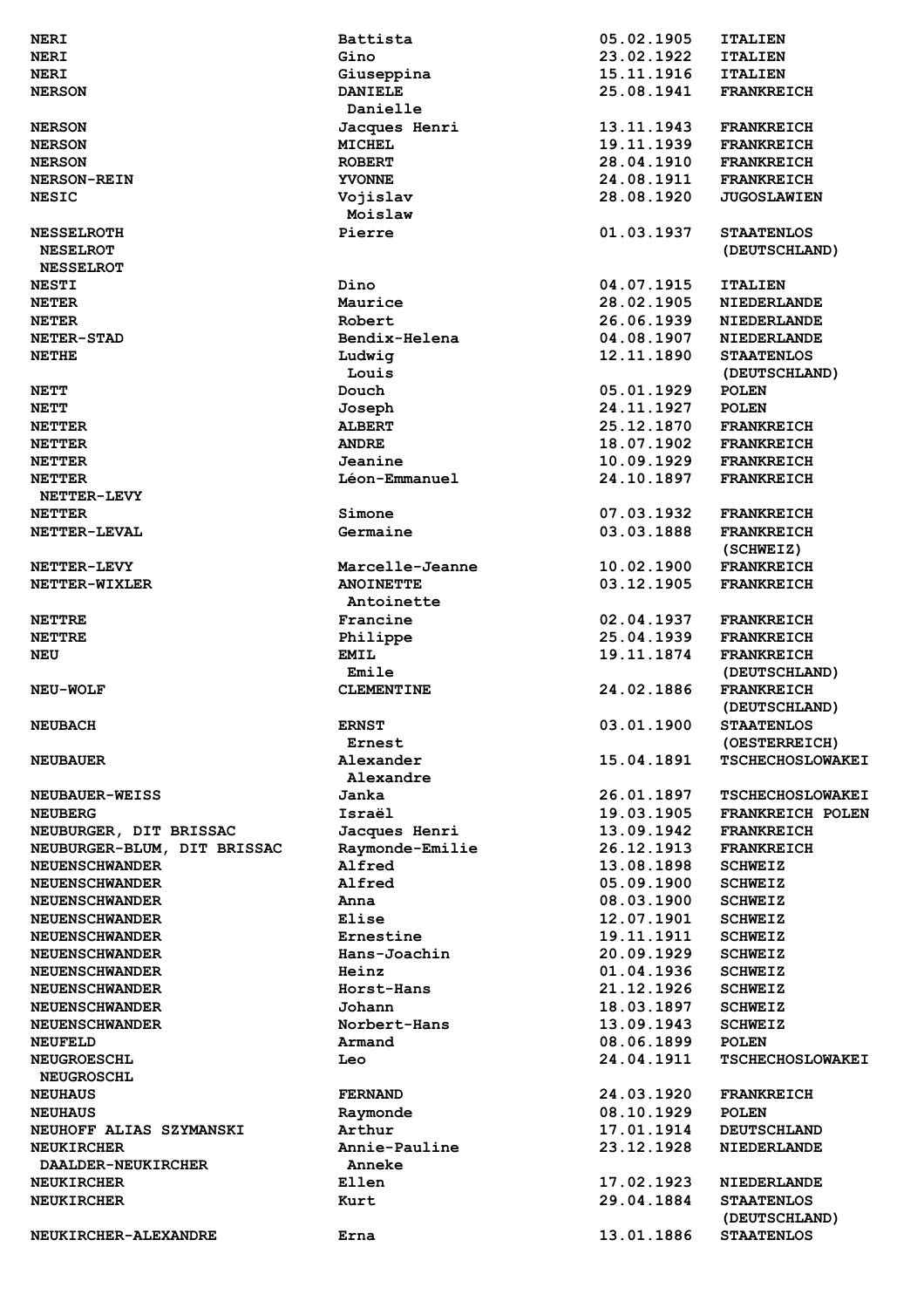| | | | |
|---|---|---|---|
| NERI | Battista | 05.02.1905 | ITALIEN |
| NERI | Gino | 23.02.1922 | ITALIEN |
| NERI | Giuseppina | 15.11.1916 | ITALIEN |
| NERSON | DANIELE<br>Danielle | 25.08.1941 | FRANKREICH |
| NERSON | Jacques Henri | 13.11.1943 | FRANKREICH |
| NERSON | MICHEL | 19.11.1939 | FRANKREICH |
| NERSON | ROBERT | 28.04.1910 | FRANKREICH |
| NERSON-REIN | YVONNE | 24.08.1911 | FRANKREICH |
| NESIC | Vojislav<br>Moislaw | 28.08.1920 | JUGOSLAWIEN |
| NESSELROTH<br>NESELROT<br>NESSELROT | Pierre | 01.03.1937 | STAATENLOS<br>(DEUTSCHLAND) |
| NESTI | Dino | 04.07.1915 | ITALIEN |
| NETER | Maurice | 28.02.1905 | NIEDERLANDE |
| NETER | Robert | 26.06.1939 | NIEDERLANDE |
| NETER-STAD | Bendix-Helena | 04.08.1907 | NIEDERLANDE |
| NETHE | Ludwig<br>Louis | 12.11.1890 | STAATENLOS<br>(DEUTSCHLAND) |
| NETT | Douch | 05.01.1929 | POLEN |
| NETT | Joseph | 24.11.1927 | POLEN |
| NETTER | ALBERT | 25.12.1870 | FRANKREICH |
| NETTER | ANDRE | 18.07.1902 | FRANKREICH |
| NETTER | Jeanine | 10.09.1929 | FRANKREICH |
| NETTER<br>NETTER-LEVY | Léon-Emmanuel | 24.10.1897 | FRANKREICH |
| NETTER | Simone | 07.03.1932 | FRANKREICH |
| NETTER-LEVAL | Germaine | 03.03.1888 | FRANKREICH<br>(SCHWEIZ) |
| NETTER-LEVY | Marcelle-Jeanne | 10.02.1900 | FRANKREICH |
| NETTER-WIXLER | ANOINETTE<br>Antoinette | 03.12.1905 | FRANKREICH |
| NETTRE | Francine | 02.04.1937 | FRANKREICH |
| NETTRE | Philippe | 25.04.1939 | FRANKREICH |
| NEU | EMIL<br>Emile | 19.11.1874 | FRANKREICH<br>(DEUTSCHLAND) |
| NEU-WOLF | CLEMENTINE | 24.02.1886 | FRANKREICH<br>(DEUTSCHLAND) |
| NEUBACH | ERNST<br>Ernest | 03.01.1900 | STAATENLOS<br>(OESTERREICH) |
| NEUBAUER | Alexander<br>Alexandre | 15.04.1891 | TSCHECHOSLOWAKEI |
| NEUBAUER-WEISS | Janka | 26.01.1897 | TSCHECHOSLOWAKEI |
| NEUBERG | Israël | 19.03.1905 | FRANKREICH POLEN |
| NEUBURGER, DIT BRISSAC | Jacques Henri | 13.09.1942 | FRANKREICH |
| NEUBURGER-BLUM, DIT BRISSAC | Raymonde-Emilie | 26.12.1913 | FRANKREICH |
| NEUENSCHWANDER | Alfred | 13.08.1898 | SCHWEIZ |
| NEUENSCHWANDER | Alfred | 05.09.1900 | SCHWEIZ |
| NEUENSCHWANDER | Anna | 08.03.1900 | SCHWEIZ |
| NEUENSCHWANDER | Elise | 12.07.1901 | SCHWEIZ |
| NEUENSCHWANDER | Ernestine | 19.11.1911 | SCHWEIZ |
| NEUENSCHWANDER | Hans-Joachin | 20.09.1929 | SCHWEIZ |
| NEUENSCHWANDER | Heinz | 01.04.1936 | SCHWEIZ |
| NEUENSCHWANDER | Horst-Hans | 21.12.1926 | SCHWEIZ |
| NEUENSCHWANDER | Johann | 18.03.1897 | SCHWEIZ |
| NEUENSCHWANDER | Norbert-Hans | 13.09.1943 | SCHWEIZ |
| NEUFELD | Armand | 08.06.1899 | POLEN |
| NEUGROESCHL<br>NEUGROSCHL | Leo | 24.04.1911 | TSCHECHOSLOWAKEI |
| NEUHAUS | FERNAND | 24.03.1920 | FRANKREICH |
| NEUHAUS | Raymonde | 08.10.1929 | POLEN |
| NEUHOFF ALIAS SZYMANSKI | Arthur | 17.01.1914 | DEUTSCHLAND |
| NEUKIRCHER<br>DAALDER-NEUKIRCHER | Annie-Pauline<br>Anneke | 23.12.1928 | NIEDERLANDE |
| NEUKIRCHER | Ellen | 17.02.1923 | NIEDERLANDE |
| NEUKIRCHER | Kurt | 29.04.1884 | STAATENLOS<br>(DEUTSCHLAND) |
| NEUKIRCHER-ALEXANDRE | Erna | 13.01.1886 | STAATENLOS |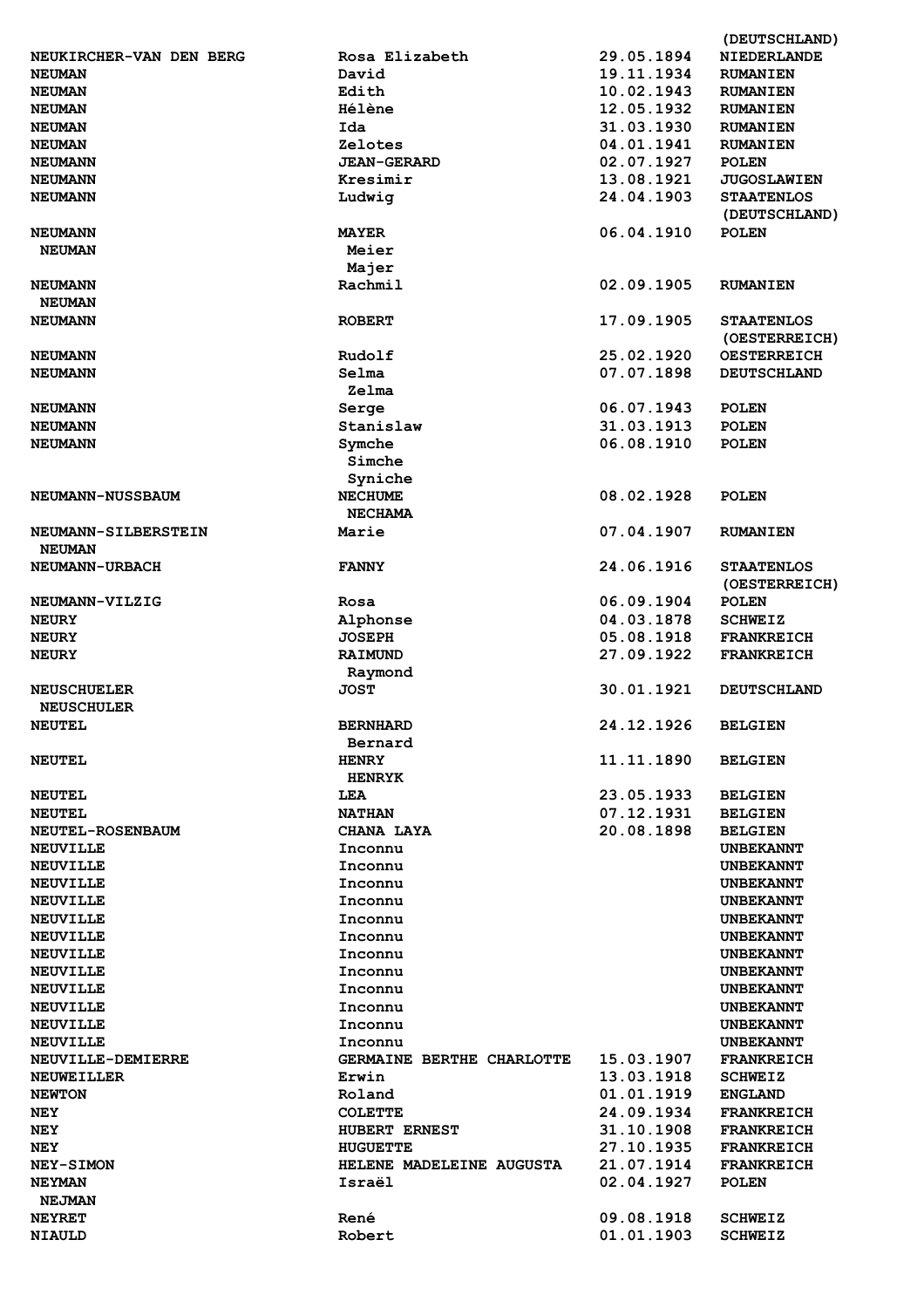| | | | |
|---|---|---|---|
| | | | (DEUTSCHLAND) |
| NEUKIRCHER-VAN DEN BERG | Rosa Elizabeth | 29.05.1894 | NIEDERLANDE |
| NEUMAN | David | 19.11.1934 | RUMANIEN |
| NEUMAN | Edith | 10.02.1943 | RUMANIEN |
| NEUMAN | Hélène | 12.05.1932 | RUMANIEN |
| NEUMAN | Ida | 31.03.1930 | RUMANIEN |
| NEUMAN | Zelotes | 04.01.1941 | RUMANIEN |
| NEUMANN | JEAN-GERARD | 02.07.1927 | POLEN |
| NEUMANN | Kresimir | 13.08.1921 | JUGOSLAWIEN |
| NEUMANN | Ludwig | 24.04.1903 | STAATENLOS (DEUTSCHLAND) |
| NEUMANN<br>NEUMAN | MAYER<br>Meier<br>Majer | 06.04.1910 | POLEN |
| NEUMANN<br>NEUMAN | Rachmil | 02.09.1905 | RUMANIEN |
| NEUMANN | ROBERT | 17.09.1905 | STAATENLOS (OESTERREICH) |
| NEUMANN | Rudolf | 25.02.1920 | OESTERREICH |
| NEUMANN | Selma<br>Zelma | 07.07.1898 | DEUTSCHLAND |
| NEUMANN | Serge | 06.07.1943 | POLEN |
| NEUMANN | Stanislaw | 31.03.1913 | POLEN |
| NEUMANN | Symche<br>Simche<br>Syniche | 06.08.1910 | POLEN |
| NEUMANN-NUSSBAUM | NECHUME<br>NECHAMA | 08.02.1928 | POLEN |
| NEUMANN-SILBERSTEIN<br>NEUMAN | Marie | 07.04.1907 | RUMANIEN |
| NEUMANN-URBACH | FANNY | 24.06.1916 | STAATENLOS (OESTERREICH) |
| NEUMANN-VILZIG | Rosa | 06.09.1904 | POLEN |
| NEURY | Alphonse | 04.03.1878 | SCHWEIZ |
| NEURY | JOSEPH | 05.08.1918 | FRANKREICH |
| NEURY | RAIMUND<br>Raymond | 27.09.1922 | FRANKREICH |
| NEUSCHUELER<br>NEUSCHULER | JOST | 30.01.1921 | DEUTSCHLAND |
| NEUTEL | BERNHARD<br>Bernard | 24.12.1926 | BELGIEN |
| NEUTEL | HENRY<br>HENRYK | 11.11.1890 | BELGIEN |
| NEUTEL | LEA | 23.05.1933 | BELGIEN |
| NEUTEL | NATHAN | 07.12.1931 | BELGIEN |
| NEUTEL-ROSENBAUM | CHANA LAYA | 20.08.1898 | BELGIEN |
| NEUVILLE | Inconnu | | UNBEKANNT |
| NEUVILLE | Inconnu | | UNBEKANNT |
| NEUVILLE | Inconnu | | UNBEKANNT |
| NEUVILLE | Inconnu | | UNBEKANNT |
| NEUVILLE | Inconnu | | UNBEKANNT |
| NEUVILLE | Inconnu | | UNBEKANNT |
| NEUVILLE | Inconnu | | UNBEKANNT |
| NEUVILLE | Inconnu | | UNBEKANNT |
| NEUVILLE | Inconnu | | UNBEKANNT |
| NEUVILLE | Inconnu | | UNBEKANNT |
| NEUVILLE | Inconnu | | UNBEKANNT |
| NEUVILLE | Inconnu | | UNBEKANNT |
| NEUVILLE-DEMIERRE | GERMAINE BERTHE CHARLOTTE | 15.03.1907 | FRANKREICH |
| NEUWEILLER | Erwin | 13.03.1918 | SCHWEIZ |
| NEWTON | Roland | 01.01.1919 | ENGLAND |
| NEY | COLETTE | 24.09.1934 | FRANKREICH |
| NEY | HUBERT ERNEST | 31.10.1908 | FRANKREICH |
| NEY | HUGUETTE | 27.10.1935 | FRANKREICH |
| NEY-SIMON | HELENE MADELEINE AUGUSTA | 21.07.1914 | FRANKREICH |
| NEYMAN<br>NEJMAN | Israël | 02.04.1927 | POLEN |
| NEYRET | René | 09.08.1918 | SCHWEIZ |
| NIAULD | Robert | 01.01.1903 | SCHWEIZ |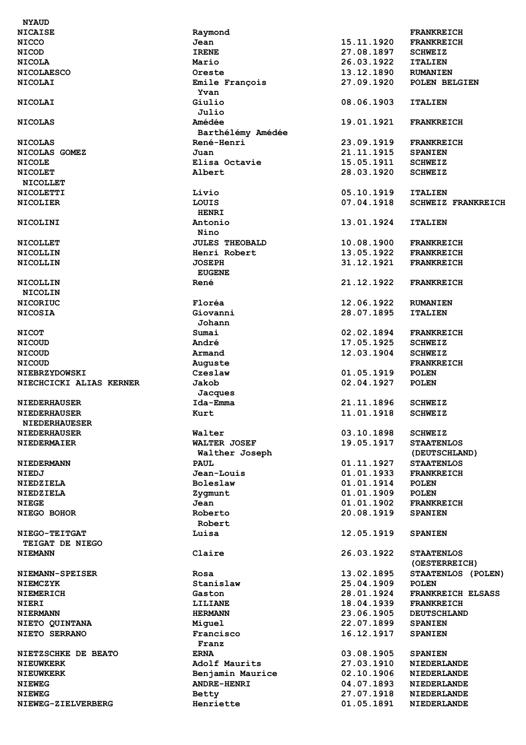| | | | |
|---|---|---|---|
| NYAUD | | | |
| NICAISE | Raymond | | FRANKREICH |
| NICCO | Jean | 15.11.1920 | FRANKREICH |
| NICOD | IRENE | 27.08.1897 | SCHWEIZ |
| NICOLA | Mario | 26.03.1922 | ITALIEN |
| NICOLAESCO | Oreste | 13.12.1890 | RUMANIEN |
| NICOLAI | Emile François | 27.09.1920 | POLEN BELGIEN |
| | Yvan | | |
| NICOLAI | Giulio | 08.06.1903 | ITALIEN |
| | Julio | | |
| NICOLAS | Amédée | 19.01.1921 | FRANKREICH |
| | Barthélémy Amédée | | |
| NICOLAS | René-Henri | 23.09.1919 | FRANKREICH |
| NICOLAS GOMEZ | Juan | 21.11.1915 | SPANIEN |
| NICOLE | Elisa Octavie | 15.05.1911 | SCHWEIZ |
| NICOLET | Albert | 28.03.1920 | SCHWEIZ |
| NICOLLET | | | |
| NICOLETTI | Livio | 05.10.1919 | ITALIEN |
| NICOLIER | LOUIS | 07.04.1918 | SCHWEIZ FRANKREICH |
| | HENRI | | |
| NICOLINI | Antonio | 13.01.1924 | ITALIEN |
| | Nino | | |
| NICOLLET | JULES THEOBALD | 10.08.1900 | FRANKREICH |
| NICOLLIN | Henri Robert | 13.05.1922 | FRANKREICH |
| NICOLLIN | JOSEPH | 31.12.1921 | FRANKREICH |
| | EUGENE | | |
| NICOLLIN | René | 21.12.1922 | FRANKREICH |
| NICOLIN | | | |
| NICORIUC | Floréa | 12.06.1922 | RUMANIEN |
| NICOSIA | Giovanni | 28.07.1895 | ITALIEN |
| | Johann | | |
| NICOT | Sumai | 02.02.1894 | FRANKREICH |
| NICOUD | André | 17.05.1925 | SCHWEIZ |
| NICOUD | Armand | 12.03.1904 | SCHWEIZ |
| NICOUD | Auguste | | FRANKREICH |
| NIEBRZYDOWSKI | Czeslaw | 01.05.1919 | POLEN |
| NIECHCICKI ALIAS KERNER | Jakob | 02.04.1927 | POLEN |
| | Jacques | | |
| NIEDERHAUSER | Ida-Emma | 21.11.1896 | SCHWEIZ |
| NIEDERHAUSER | Kurt | 11.01.1918 | SCHWEIZ |
| NIEDERHAUESER | | | |
| NIEDERHAUSER | Walter | 03.10.1898 | SCHWEIZ |
| NIEDERMAIER | WALTER JOSEF | 19.05.1917 | STAATENLOS |
| | Walther Joseph | | (DEUTSCHLAND) |
| NIEDERMANN | PAUL | 01.11.1927 | STAATENLOS |
| NIEDJ | Jean-Louis | 01.01.1933 | FRANKREICH |
| NIEDZIELA | Boleslaw | 01.01.1914 | POLEN |
| NIEDZIELA | Zygmunt | 01.01.1909 | POLEN |
| NIEGE | Jean | 01.01.1902 | FRANKREICH |
| NIEGO BOHOR | Roberto | 20.08.1919 | SPANIEN |
| | Robert | | |
| NIEGO-TEITGAT | Luisa | 12.05.1919 | SPANIEN |
| TEIGAT DE NIEGO | | | |
| NIEMANN | Claire | 26.03.1922 | STAATENLOS |
| | | | (OESTERREICH) |
| NIEMANN-SPEISER | Rosa | 13.02.1895 | STAATENLOS (POLEN) |
| NIEMCZYK | Stanislaw | 25.04.1909 | POLEN |
| NIEMERICH | Gaston | 28.01.1924 | FRANKREICH ELSASS |
| NIERI | LILIANE | 18.04.1939 | FRANKREICH |
| NIERMANN | HERMANN | 23.06.1905 | DEUTSCHLAND |
| NIETO QUINTANA | Miguel | 22.07.1899 | SPANIEN |
| NIETO SERRANO | Francisco | 16.12.1917 | SPANIEN |
| | Franz | | |
| NIETZSCHKE DE BEATO | ERNA | 03.08.1905 | SPANIEN |
| NIEUWKERK | Adolf Maurits | 27.03.1910 | NIEDERLANDE |
| NIEUWKERK | Benjamin Maurice | 02.10.1906 | NIEDERLANDE |
| NIEWEG | ANDRE-HENRI | 04.07.1893 | NIEDERLANDE |
| NIEWEG | Betty | 27.07.1918 | NIEDERLANDE |
| NIEWEG-ZIELVERBERG | Henriette | 01.05.1891 | NIEDERLANDE |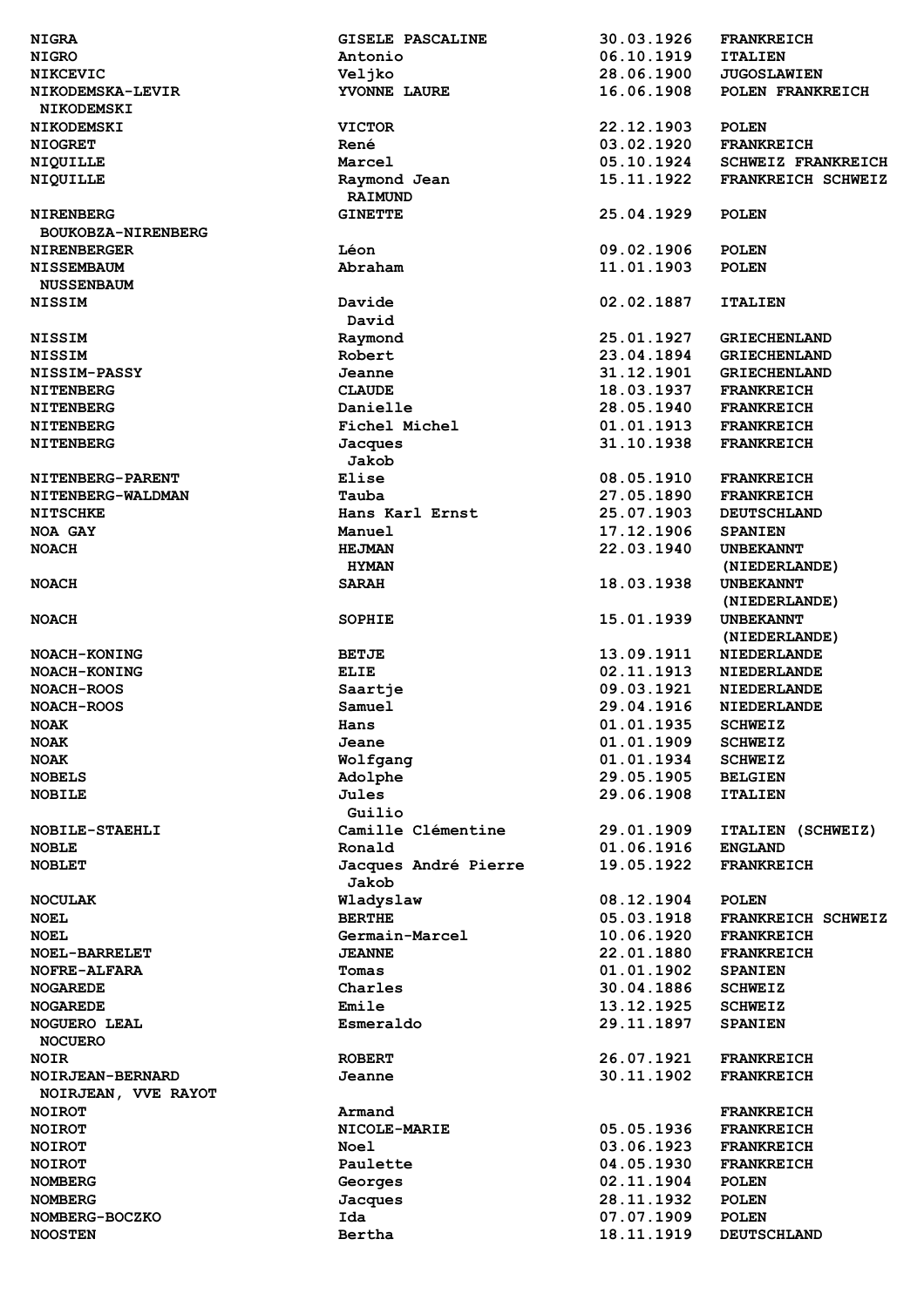| | | | |
|---|---|---|---|
| NIGRA | GISELE PASCALINE | 30.03.1926 | FRANKREICH |
| NIGRO | Antonio | 06.10.1919 | ITALIEN |
| NIKCEVIC | Veljko | 28.06.1900 | JUGOSLAWIEN |
| NIKODEMSKA-LEVIR NIKODEMSKI | YVONNE LAURE | 16.06.1908 | POLEN FRANKREICH |
| NIKODEMSKI | VICTOR | 22.12.1903 | POLEN |
| NIOGRET | René | 03.02.1920 | FRANKREICH |
| NIQUILLE | Marcel | 05.10.1924 | SCHWEIZ FRANKREICH |
| NIQUILLE | Raymond Jean RAIMUND | 15.11.1922 | FRANKREICH SCHWEIZ |
| NIRENBERG BOUKOBZA-NIRENBERG | GINETTE | 25.04.1929 | POLEN |
| NIRENBERGER | Léon | 09.02.1906 | POLEN |
| NISSEMBAUM NUSSENBAUM | Abraham | 11.01.1903 | POLEN |
| NISSIM | Davide David | 02.02.1887 | ITALIEN |
| NISSIM | Raymond | 25.01.1927 | GRIECHENLAND |
| NISSIM | Robert | 23.04.1894 | GRIECHENLAND |
| NISSIM-PASSY | Jeanne | 31.12.1901 | GRIECHENLAND |
| NITENBERG | CLAUDE | 18.03.1937 | FRANKREICH |
| NITENBERG | Danielle | 28.05.1940 | FRANKREICH |
| NITENBERG | Fichel Michel | 01.01.1913 | FRANKREICH |
| NITENBERG | Jacques Jakob | 31.10.1938 | FRANKREICH |
| NITENBERG-PARENT | Elise | 08.05.1910 | FRANKREICH |
| NITENBERG-WALDMAN | Tauba | 27.05.1890 | FRANKREICH |
| NITSCHKE | Hans Karl Ernst | 25.07.1903 | DEUTSCHLAND |
| NOA GAY | Manuel | 17.12.1906 | SPANIEN |
| NOACH | HEJMAN HYMAN | 22.03.1940 | UNBEKANNT (NIEDERLANDE) |
| NOACH | SARAH | 18.03.1938 | UNBEKANNT (NIEDERLANDE) |
| NOACH | SOPHIE | 15.01.1939 | UNBEKANNT (NIEDERLANDE) |
| NOACH-KONING | BETJE | 13.09.1911 | NIEDERLANDE |
| NOACH-KONING | ELIE | 02.11.1913 | NIEDERLANDE |
| NOACH-ROOS | Saartje | 09.03.1921 | NIEDERLANDE |
| NOACH-ROOS | Samuel | 29.04.1916 | NIEDERLANDE |
| NOAK | Hans | 01.01.1935 | SCHWEIZ |
| NOAK | Jeane | 01.01.1909 | SCHWEIZ |
| NOAK | Wolfgang | 01.01.1934 | SCHWEIZ |
| NOBELS | Adolphe | 29.05.1905 | BELGIEN |
| NOBILE | Jules Guilio | 29.06.1908 | ITALIEN |
| NOBILE-STAEHLI | Camille Clémentine | 29.01.1909 | ITALIEN (SCHWEIZ) |
| NOBLE | Ronald | 01.06.1916 | ENGLAND |
| NOBLET | Jacques André Pierre Jakob | 19.05.1922 | FRANKREICH |
| NOCULAK | Wladyslaw | 08.12.1904 | POLEN |
| NOEL | BERTHE | 05.03.1918 | FRANKREICH SCHWEIZ |
| NOEL | Germain-Marcel | 10.06.1920 | FRANKREICH |
| NOEL-BARRELET | JEANNE | 22.01.1880 | FRANKREICH |
| NOFRE-ALFARA | Tomas | 01.01.1902 | SPANIEN |
| NOGAREDE | Charles | 30.04.1886 | SCHWEIZ |
| NOGAREDE | Emile | 13.12.1925 | SCHWEIZ |
| NOGUERO LEAL NOCUERO | Esmeraldo | 29.11.1897 | SPANIEN |
| NOIR | ROBERT | 26.07.1921 | FRANKREICH |
| NOIRJEAN-BERNARD NOIRJEAN, VVE RAYOT | Jeanne | 30.11.1902 | FRANKREICH |
| NOIROT | Armand | | FRANKREICH |
| NOIROT | NICOLE-MARIE | 05.05.1936 | FRANKREICH |
| NOIROT | Noel | 03.06.1923 | FRANKREICH |
| NOIROT | Paulette | 04.05.1930 | FRANKREICH |
| NOMBERG | Georges | 02.11.1904 | POLEN |
| NOMBERG | Jacques | 28.11.1932 | POLEN |
| NOMBERG-BOCZKO | Ida | 07.07.1909 | POLEN |
| NOOSTEN | Bertha | 18.11.1919 | DEUTSCHLAND |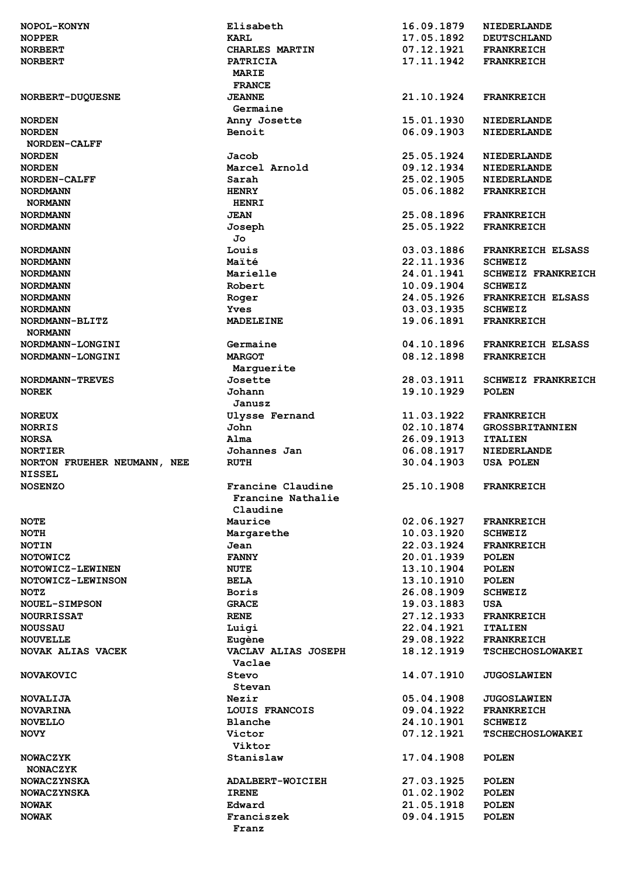| | | | |
|---|---|---|---|
| NOPOL-KONYN | Elisabeth | 16.09.1879 | NIEDERLANDE |
| NOPPER | KARL | 17.05.1892 | DEUTSCHLAND |
| NORBERT | CHARLES MARTIN | 07.12.1921 | FRANKREICH |
| NORBERT | PATRICIA MARIE FRANCE | 17.11.1942 | FRANKREICH |
| NORBERT-DUQUESNE | JEANNE Germaine | 21.10.1924 | FRANKREICH |
| NORDEN | Anny Josette | 15.01.1930 | NIEDERLANDE |
| NORDEN NORDEN-CALFF | Benoit | 06.09.1903 | NIEDERLANDE |
| NORDEN | Jacob | 25.05.1924 | NIEDERLANDE |
| NORDEN | Marcel Arnold | 09.12.1934 | NIEDERLANDE |
| NORDEN-CALFF | Sarah | 25.02.1905 | NIEDERLANDE |
| NORDMANN NORMANN | HENRY HENRI | 05.06.1882 | FRANKREICH |
| NORDMANN | JEAN | 25.08.1896 | FRANKREICH |
| NORDMANN | Joseph Jo | 25.05.1922 | FRANKREICH |
| NORDMANN | Louis | 03.03.1886 | FRANKREICH ELSASS |
| NORDMANN | Maïté | 22.11.1936 | SCHWEIZ |
| NORDMANN | Marielle | 24.01.1941 | SCHWEIZ FRANKREICH |
| NORDMANN | Robert | 10.09.1904 | SCHWEIZ |
| NORDMANN | Roger | 24.05.1926 | FRANKREICH ELSASS |
| NORDMANN | Yves | 03.03.1935 | SCHWEIZ |
| NORDMANN-BLITZ NORMANN | MADELEINE | 19.06.1891 | FRANKREICH |
| NORDMANN-LONGINI | Germaine | 04.10.1896 | FRANKREICH ELSASS |
| NORDMANN-LONGINI | MARGOT Marguerite | 08.12.1898 | FRANKREICH |
| NORDMANN-TREVES | Josette | 28.03.1911 | SCHWEIZ FRANKREICH |
| NOREK | Johann Janusz | 19.10.1929 | POLEN |
| NOREUX | Ulysse Fernand | 11.03.1922 | FRANKREICH |
| NORRIS | John | 02.10.1874 | GROSSBRITANNIEN |
| NORSA | Alma | 26.09.1913 | ITALIEN |
| NORTIER | Johannes Jan | 06.08.1917 | NIEDERLANDE |
| NORTON FRUEHER NEUMANN, NEE NISSEL | RUTH | 30.04.1903 | USA POLEN |
| NOSENZO | Francine Claudine Francine Nathalie Claudine | 25.10.1908 | FRANKREICH |
| NOTE | Maurice | 02.06.1927 | FRANKREICH |
| NOTH | Margarethe | 10.03.1920 | SCHWEIZ |
| NOTIN | Jean | 22.03.1924 | FRANKREICH |
| NOTOWICZ | FANNY | 20.01.1939 | POLEN |
| NOTOWICZ-LEWINEN | NUTE | 13.10.1904 | POLEN |
| NOTOWICZ-LEWINSON | BELA | 13.10.1910 | POLEN |
| NOTZ | Boris | 26.08.1909 | SCHWEIZ |
| NOUEL-SIMPSON | GRACE | 19.03.1883 | USA |
| NOURRISSAT | RENE | 27.12.1933 | FRANKREICH |
| NOUSSAU | Luigi | 22.04.1921 | ITALIEN |
| NOUVELLE | Eugène | 29.08.1922 | FRANKREICH |
| NOVAK ALIAS VACEK | VACLAV ALIAS JOSEPH Vaclae | 18.12.1919 | TSCHECHOSLOWAKEI |
| NOVAKOVIC | Stevo Stevan | 14.07.1910 | JUGOSLAWIEN |
| NOVALIJA | Nezir | 05.04.1908 | JUGOSLAWIEN |
| NOVARINA | LOUIS FRANCOIS | 09.04.1922 | FRANKREICH |
| NOVELLO | Blanche | 24.10.1901 | SCHWEIZ |
| NOVY | Victor Viktor | 07.12.1921 | TSCHECHOSLOWAKEI |
| NOWACZYK NONACZYK | Stanislaw | 17.04.1908 | POLEN |
| NOWACZYNSKA | ADALBERT-WOICIEH | 27.03.1925 | POLEN |
| NOWACZYNSKA | IRENE | 01.02.1902 | POLEN |
| NOWAK | Edward | 21.05.1918 | POLEN |
| NOWAK | Franciszek Franz | 09.04.1915 | POLEN |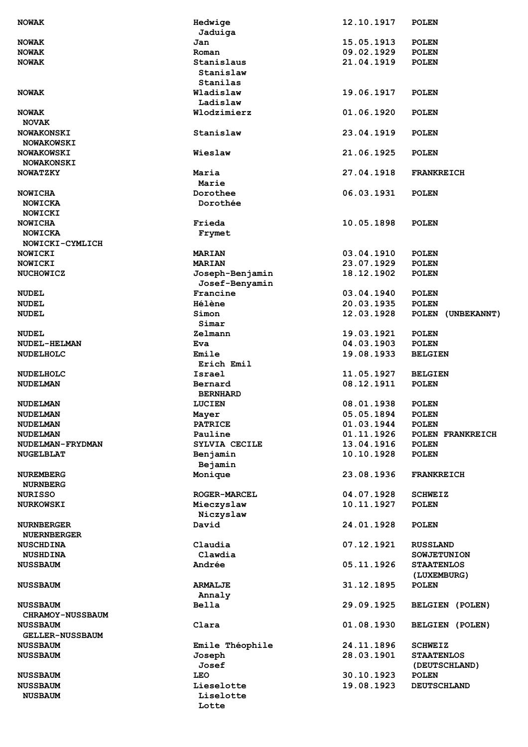| | | | |
|---|---|---|---|
| NOWAK | Hedwige<br>Jaduiga | 12.10.1917 | POLEN |
| NOWAK | Jan | 15.05.1913 | POLEN |
| NOWAK | Roman | 09.02.1929 | POLEN |
| NOWAK | Stanislaus<br>Stanislaw<br>Stanilas | 21.04.1919 | POLEN |
| NOWAK | Wladislaw<br>Ladislaw | 19.06.1917 | POLEN |
| NOWAK<br>NOVAK | Wlodzimierz | 01.06.1920 | POLEN |
| NOWAKONSKI<br>NOWAKOWSKI | Stanislaw | 23.04.1919 | POLEN |
| NOWAKOWSKI<br>NOWAKONSKI | Wieslaw | 21.06.1925 | POLEN |
| NOWATZKY | Maria<br>Marie | 27.04.1918 | FRANKREICH |
| NOWICHA<br>NOWICKA<br>NOWICKI | Dorothee<br>Dorothée | 06.03.1931 | POLEN |
| NOWICHA<br>NOWICKA<br>NOWICKI-CYMLICH | Frieda<br>Frymet | 10.05.1898 | POLEN |
| NOWICKI | MARIAN | 03.04.1910 | POLEN |
| NOWICKI | MARIAN | 23.07.1929 | POLEN |
| NUCHOWICZ | Joseph-Benjamin<br>Josef-Benyamin | 18.12.1902 | POLEN |
| NUDEL | Francine | 03.04.1940 | POLEN |
| NUDEL | Hélène | 20.03.1935 | POLEN |
| NUDEL | Simon<br>Simar | 12.03.1928 | POLEN (UNBEKANNT) |
| NUDEL | Zelmann | 19.03.1921 | POLEN |
| NUDEL-HELMAN | Eva | 04.03.1903 | POLEN |
| NUDELHOLC | Emile<br>Erich Emil | 19.08.1933 | BELGIEN |
| NUDELHOLC | Israel | 11.05.1927 | BELGIEN |
| NUDELMAN | Bernard<br>BERNHARD | 08.12.1911 | POLEN |
| NUDELMAN | LUCIEN | 08.01.1938 | POLEN |
| NUDELMAN | Mayer | 05.05.1894 | POLEN |
| NUDELMAN | PATRICE | 01.03.1944 | POLEN |
| NUDELMAN | Pauline | 01.11.1926 | POLEN FRANKREICH |
| NUDELMAN-FRYDMAN | SYLVIA CECILE | 13.04.1916 | POLEN |
| NUGELBLAT | Benjamin<br>Bejamin | 10.10.1928 | POLEN |
| NUREMBERG<br>NURNBERG | Monique | 23.08.1936 | FRANKREICH |
| NURISSO | ROGER-MARCEL | 04.07.1928 | SCHWEIZ |
| NURKOWSKI | Mieczyslaw<br>Niczyslaw | 10.11.1927 | POLEN |
| NURNBERGER<br>NUERNBERGER | David | 24.01.1928 | POLEN |
| NUSCHDINA<br>NUSHDINA | Claudia<br>Clawdia | 07.12.1921 | RUSSLAND<br>SOWJETUNION |
| NUSSBAUM | Andrée | 05.11.1926 | STAATENLOS<br>(LUXEMBURG) |
| NUSSBAUM | ARMALJE<br>Annaly | 31.12.1895 | POLEN |
| NUSSBAUM<br>CHRAMOY-NUSSBAUM | Bella | 29.09.1925 | BELGIEN (POLEN) |
| NUSSBAUM<br>GELLER-NUSSBAUM | Clara | 01.08.1930 | BELGIEN (POLEN) |
| NUSSBAUM | Emile Théophile | 24.11.1896 | SCHWEIZ |
| NUSSBAUM | Joseph<br>Josef | 28.03.1901 | STAATENLOS<br>(DEUTSCHLAND) |
| NUSSBAUM | LEO | 30.10.1923 | POLEN |
| NUSSBAUM<br>NUSBAUM | Lieselotte<br>Liselotte<br>Lotte | 19.08.1923 | DEUTSCHLAND |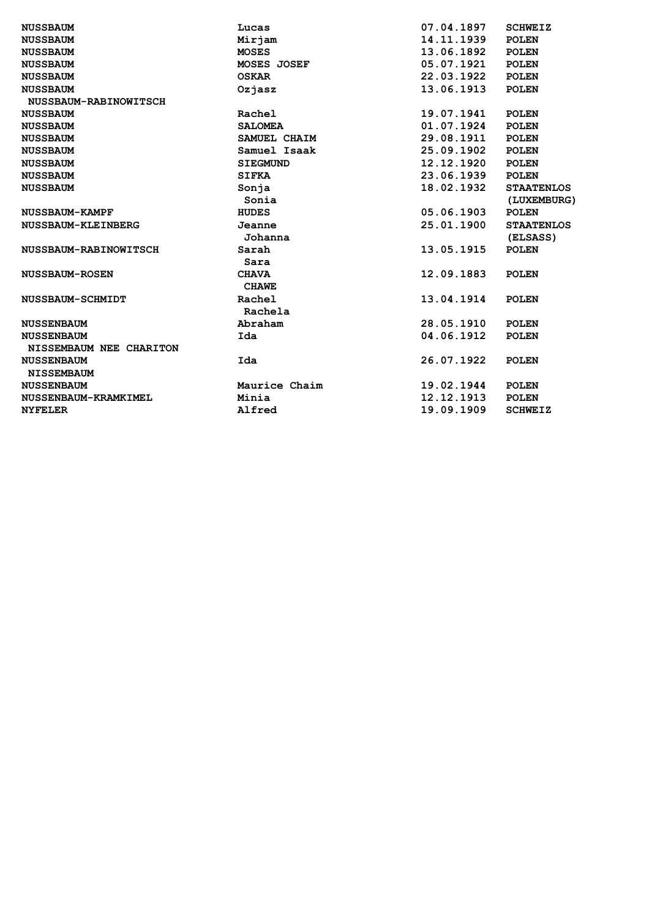|  |  |  |  |
|---|---|---|---|
| NUSSBAUM | Lucas | 07.04.1897 | SCHWEIZ |
| NUSSBAUM | Mirjam | 14.11.1939 | POLEN |
| NUSSBAUM | MOSES | 13.06.1892 | POLEN |
| NUSSBAUM | MOSES JOSEF | 05.07.1921 | POLEN |
| NUSSBAUM | OSKAR | 22.03.1922 | POLEN |
| NUSSBAUM<br>NUSSBAUM-RABINOWITSCH | Ozjasz | 13.06.1913 | POLEN |
| NUSSBAUM | Rachel | 19.07.1941 | POLEN |
| NUSSBAUM | SALOMEA | 01.07.1924 | POLEN |
| NUSSBAUM | SAMUEL CHAIM | 29.08.1911 | POLEN |
| NUSSBAUM | Samuel Isaak | 25.09.1902 | POLEN |
| NUSSBAUM | SIEGMUND | 12.12.1920 | POLEN |
| NUSSBAUM | SIFKA | 23.06.1939 | POLEN |
| NUSSBAUM | Sonja<br>Sonia | 18.02.1932 | STAATENLOS<br>(LUXEMBURG) |
| NUSSBAUM-KAMPF | HUDES | 05.06.1903 | POLEN |
| NUSSBAUM-KLEINBERG | Jeanne<br>Johanna | 25.01.1900 | STAATENLOS<br>(ELSASS) |
| NUSSBAUM-RABINOWITSCH | Sarah<br>Sara | 13.05.1915 | POLEN |
| NUSSBAUM-ROSEN | CHAVA<br>CHAWE | 12.09.1883 | POLEN |
| NUSSBAUM-SCHMIDT | Rachel<br>Rachela | 13.04.1914 | POLEN |
| NUSSENBAUM | Abraham | 28.05.1910 | POLEN |
| NUSSENBAUM<br>NISSEMBAUM NEE CHARITON | Ida | 04.06.1912 | POLEN |
| NUSSENBAUM<br>NISSEMBAUM | Ida | 26.07.1922 | POLEN |
| NUSSENBAUM | Maurice Chaim | 19.02.1944 | POLEN |
| NUSSENBAUM-KRAMKIMEL | Minia | 12.12.1913 | POLEN |
| NYFELER | Alfred | 19.09.1909 | SCHWEIZ |